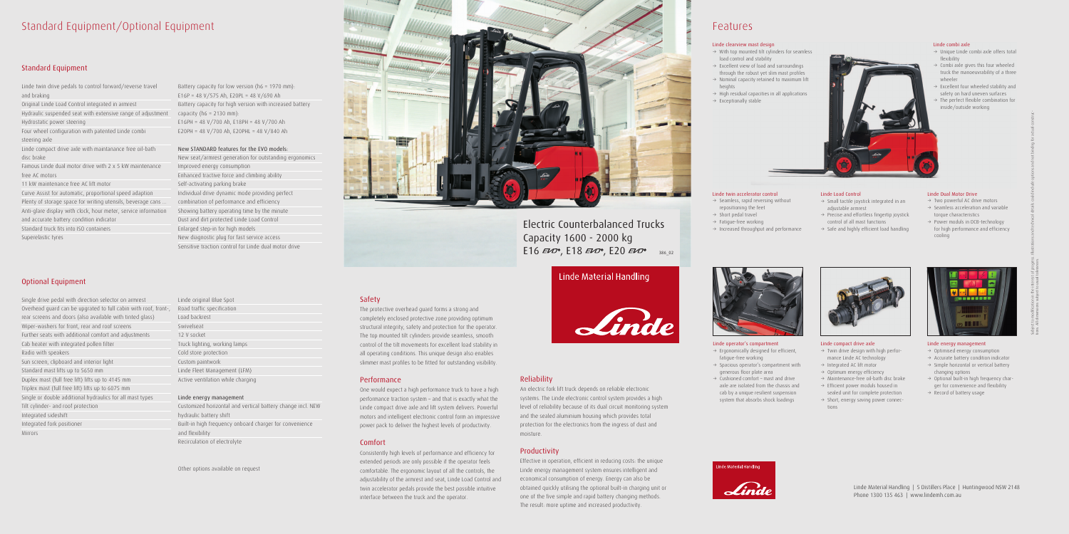# Standard Equipment/Optional Equipment

## Standard Equipment

- Linde twin drive pedals to control forward/reverse travel and braking
- Original Linde Load Control integrated in armrest
- Hydraulic suspended seat with extensive range of adjustment
- Hydrostatic power steering
- Four wheel configuration with patented Linde combi steering axle
- Linde compact drive axle with maintanance free oil-bath disc brake
- Famous Linde dual motor drive with 2 x 5 kW maintenance free AC motors
- 11 kW maintenance free AC lift motor
- Curve Assist for automatic, proportional speed adaption
- Plenty of storage space for writing utensils, beverage cans ...
- Anti-glare display with clock, hour meter, service information and accurate battery condition indicator
- Standard truck fits into ISO containers
- Superelastic tyres

Battery capacity for low version (h6 = 1970 mm):
E16P = 48 V/575 Ah, E20PL = 48 V/690 Ah
Battery capacity for high version with increased battery capacity (h6 = 2130 mm):
E16PH = 48 V/700 Ah, E18PH = 48 V/700 Ah
E20PH = 48 V/700 Ah, E20PHL = 48 V/840 Ah

### New STANDARD features for the EVO models:

- New seat/armrest generation for outstanding ergonomics
- Improved energy consumption
- Enhanced tractive force and climbing ability
- Self-activating parking brake
- Individual drive dynamic mode providing perfect combination of performance and efficiency
- Showing battery operating time by the minute
- Dust and dirt protected Linde Load Control
- Enlarged step-in for high models
- New diagnostic plug for fast service access
- Sensitive traction control for Linde dual motor drive

## Optional Equipment

- Single drive pedal with direction selector on armrest
- Overhead guard can be upgraded to full cabin with roof, front-, rear screens and doors (also available with tinted glass)
- Wiper-washers for front, rear and roof screens
- Further seats with additional comfort and adjustments
- Cab heater with integrated pollen filter
- Radio with speakers
- Sun screen, clipboard and interior light
- Standard mast lifts up to 5650 mm
- Duplex mast (full free lift) lifts up to 4145 mm
- Triplex mast (full free lift) lifts up to 6075 mm
- Single or double additional hydraulics for all mast types
- Tilt cylinder- and roof protection
- Integrated sideshift
- Integrated fork positioner
- Mirrors
- Linde original Blue Spot
- Road traffic specification
- Load backrest
- Swivelseat
- 12 V socket
- Truck lighting, working lamps
- Cold store protection
- Custom paintwork
- Linde Fleet Management (LFM)
- Active ventilation while charging

### Linde energy management

- Customized horizontal and vertical battery change incl. NEW hydraulic battery shift
- Built-in high frequency onboard charger for convenience and flexibility
- Recirculation of electrolyte

Other options available on request

# Electric Counterbalanced Trucks
Capacity 1600 - 2000 kg
E16 EVO, E18 EVO, E20 EVO

386_02

Linde Material Handling

## Safety

The protective overhead guard forms a strong and completely enclosed protective zone providing optimum structural integrity, safety and protection for the operator. The top mounted tilt cylinders provide seamless, smooth control of the tilt movements for excellent load stability in all operating conditions. This unique design also enables slimmer mast profiles to be fitted for outstanding visibility.

## Performance

One would expect a high performance truck to have a high performance traction system – and that is exactly what the Linde compact drive axle and lift system delivers. Powerful motors and intelligent electronic control form an impressive power pack to deliver the highest levels of productivity.

## Comfort

Consistently high levels of performance and efficiency for extended periods are only possible if the operator feels comfortable. The ergonomic layout of all the controls, the adjustability of the armrest and seat, Linde Load Control and twin accelerator pedals provide the best possible intuitive interface between the truck and the operator.

## Reliability

An electric fork lift truck depends on reliable electronic systems. The Linde electronic control system provides a high level of reliability because of its dual circuit monitoring system and the sealed aluminium housing which provides total protection for the electronics from the ingress of dust and moisture.

## Productivity

Effective in operation, efficient in reducing costs: the unique Linde energy management system ensures intelligent and economical consumption of energy. Energy can also be obtained quickly utilising the optional built-in charging unit or one of the five simple and rapid battery changing methods. The result: more uptime and increased productivity.

# Features

### Linde clearview mast design
- → With top mounted tilt cylinders for seamless load control and stability
- → Excellent view of load and surroundings through the robust yet slim mast profiles
- → Nominal capacity retained to maximum lift heights
- → High residual capacities in all applications
- → Exceptionally stable

### Linde combi axle
- → Unique Linde combi axle offers total flexibility
- → Combi axle gives this four wheeled truck the manoeuvrability of a three wheeler
- → Excellent four wheeled stability and safety on hard uneven surfaces
- → The perfect flexible combination for inside/outside working

### Linde twin accelerator control
- → Seamless, rapid reversing without repositioning the feet
- → Short pedal travel
- → Fatigue-free working
- → Increased throughput and performance

### Linde Load Control
- → Small tactile joystick integrated in an adjustable armrest
- → Precise and effortless fingertip joystick control of all mast functions
- → Safe and highly efficient load handling

### Linde Dual Motor Drive
- → Two powerful AC drive motors
- → Seamless acceleration and variable torque characteristics
- → Power moduls in DCB-technology for high performance and efficiency cooling

### Linde operator's compartment
- → Ergonomically designed for efficient, fatigue-free working
- → Spacious operator's compartment with generous floor plate area
- → Cushioned comfort – mast and drive axle are isolated from the chassis and cab by a unique resilient suspension system that absorbs shock loadings

### Linde compact drive axle
- → Twin drive design with high performance Linde AC technology
- → Integrated AC lift motor
- → Optimum energy efficiency
- → Maintenance-free oil-bath disc brake
- → Efficient power moduls housed in sealed unit for complete protection
- → Short, energy saving power connections

### Linde energy management
- → Optimised energy consumption
- → Accurate battery condition indicator
- → Simple horizontal or vertical battery changing options
- → Optional built-in high frequency charger for convenience and flexibility
- → Record of battery usage

Linde Material Handling

Linde Material Handling | 5 Distillers Place | Huntingwood NSW 2148
Phone 1300 135 463 | www.lindemh.com.au

Subject to modification in the interest of progress. Illustrations and technical details could include options and not binding for actual construction. All dimensions subject to usual tolerances.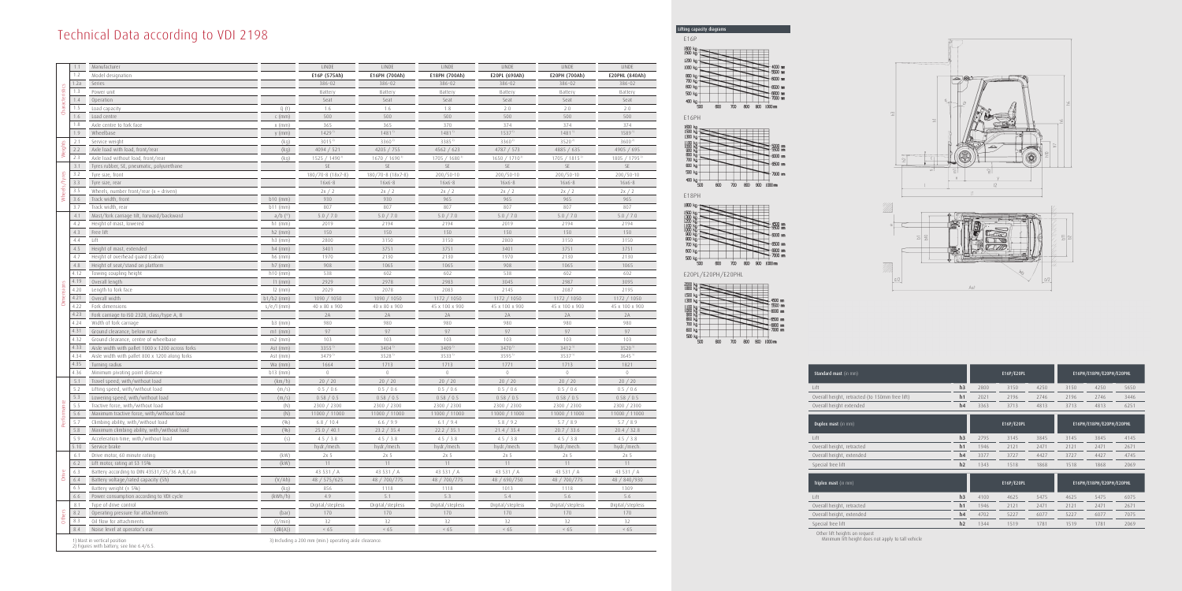# Technical Data according to VDI 2198

| | | | | | | | | | |
|---|---|---|---|---|---|---|---|---|---|
| Characteristics | 1.1 | Manufacturer | | LINDE | LINDE | LINDE | LINDE | LINDE | LINDE |
| | 1.2 | Model designation | | E16P (575Ah) | E16PH (700Ah) | E18PH (700Ah) | E20PL (690Ah) | E20PH (700Ah) | E20PHL (840Ah) |
| | 1.2a | Series | | 386-02 | 386-02 | 386-02 | 386-02 | 386-02 | 386-02 |
| | 1.3 | Power unit | | Battery | Battery | Battery | Battery | Battery | Battery |
| | 1.4 | Operation | | Seat | Seat | Seat | Seat | Seat | Seat |
| | 1.5 | Load capacity | Q (t) | 1.6 | 1.6 | 1.8 | 2.0 | 2.0 | 2.0 |
| | 1.6 | Load centre | c (mm) | 500 | 500 | 500 | 500 | 500 | 500 |
| | 1.8 | Axle centre to fork face | x (mm) | 365 | 365 | 370 | 374 | 374 | 374 |
| | 1.9 | Wheelbase | y (mm) | 1429 [1] | 1481 [1] | 1481 [1] | 1533 [1] | 1481 [1] | 1589 [1] |
| Weight | 2.1 | Service weight | (kg) | 3015 [2] | 3360 [2] | 3385 [2] | 3360 [2] | 3520 [2] | 3600 [2] |
| | 2.2 | Axle load with load, front/rear | (kg) | 4094 / 521 | 4205 / 755 | 4562 / 623 | 4787 / 573 | 4885 / 635 | 4905 / 695 |
| | 2.3 | Axle load without load, front/rear | (kg) | 1525 / 1490 [2] | 1670 / 1690 [2] | 1705 / 1680 [2] | 1630 / 1710 [2] | 1705 / 1815 [2] | 1805 / 1795 [2] |
| Wheels/Tyres | 3.1 | Tyres rubber, SE, pneumatic, polyurethane | | SE | SE | SE | SE | SE | SE |
| | 3.2 | Tyre size, front | | 180/70-8 (18x7-8) | 180/70-8 (18x7-8) | 200/50-10 | 200/50-10 | 200/50-10 | 200/50-10 |
| | 3.3 | Tyre size, rear | | 16x6-8 | 16x6-8 | 16x6-8 | 16x6-8 | 16x6-8 | 16x6-8 |
| | 3.5 | Wheels, number front/rear (x = driven) | | 2x / 2 | 2x / 2 | 2x / 2 | 2x / 2 | 2x / 2 | 2x / 2 |
| | 3.6 | Track width, front | b10 (mm) | 930 | 930 | 965 | 965 | 965 | 965 |
| | 3.7 | Track width, rear | b11 (mm) | 807 | 807 | 807 | 807 | 807 | 807 |
| Dimensions | 4.1 | Mast/fork carriage tilt, forward/backward | a/b (°) | 5.0 / 7.0 | 5.0 / 7.0 | 5.0 / 7.0 | 5.0 / 7.0 | 5.0 / 7.0 | 5.0 / 7.0 |
| | 4.2 | Height of mast, lowered | h1 (mm) | 2019 | 2194 | 2194 | 2019 | 2194 | 2194 |
| | 4.3 | Free lift | h2 (mm) | 150 | 150 | 150 | 150 | 150 | 150 |
| | 4.4 | Lift | h3 (mm) | 2800 | 3150 | 3150 | 2800 | 3150 | 3150 |
| | 4.5 | Height of mast, extended | h4 (mm) | 3401 | 3751 | 3751 | 3401 | 3751 | 3751 |
| | 4.7 | Height of overhead guard (cabin) | h6 (mm) | 1970 | 2130 | 2130 | 1970 | 2130 | 2130 |
| | 4.8 | Height of seat/stand on platform | h7 (mm) | 908 | 1063 | 1063 | 908 | 1063 | 1063 |
| | 4.12 | Towing coupling height | h10 (mm) | 538 | 602 | 602 | 538 | 602 | 602 |
| | 4.19 | Overall length | l1 (mm) | 2929 | 2978 | 2983 | 3045 | 2987 | 3095 |
| | 4.20 | Length to fork face | l2 (mm) | 2029 | 2078 | 2083 | 2145 | 2087 | 2195 |
| | 4.21 | Overall width | b1/b2 (mm) | 1090 / 1050 | 1090 / 1050 | 1172 / 1050 | 1172 / 1050 | 1172 / 1050 | 1172 / 1050 |
| | 4.22 | Fork dimensions | s/e/l (mm) | 40 x 80 x 900 | 40 x 80 x 900 | 45 x 100 x 900 | 45 x 100 x 900 | 45 x 100 x 900 | 45 x 100 x 900 |
| | 4.23 | Fork carriage to ISO 2328, class/type A, B | | 2A | 2A | 2A | 2A | 2A | 2A |
| | 4.24 | Width of fork carriage | b3 (mm) | 980 | 980 | 980 | 980 | 980 | 980 |
| | 4.31 | Ground clearance, below mast | m1 (mm) | 97 | 97 | 97 | 97 | 97 | 97 |
| | 4.32 | Ground clearance, centre of wheelbase | m2 (mm) | 103 | 103 | 103 | 103 | 103 | 103 |
| | 4.33 | Aisle width with pallet 1000 x 1200 across forks | Ast (mm) | 3355 [3] | 3404 [3] | 3409 [3] | 3470 [3] | 3412 [3] | 3520 [3] |
| | 4.34 | Aisle width with pallet 800 x 1200 along forks | Ast (mm) | 3479 [3] | 3528 [3] | 3533 [3] | 3595 [3] | 3537 [3] | 3645 [3] |
| | 4.35 | Turning radius | Wa (mm) | 1664 | 1713 | 1713 | 1771 | 1713 | 1821 |
| | 4.36 | Minimum pivoting point distance | b13 (mm) | 0 | 0 | 0 | 0 | 0 | 0 |
| Performance | 5.1 | Travel speed, with/without load | (km/h) | 20 / 20 | 20 / 20 | 20 / 20 | 20 / 20 | 20 / 20 | 20 / 20 |
| | 5.2 | Lifting speed, with/without load | (m/s) | 0.5 / 0.6 | 0.5 / 0.6 | 0.5 / 0.6 | 0.5 / 0.6 | 0.5 / 0.6 | 0.5 / 0.6 |
| | 5.3 | Lowering speed, with/without load | (m/s) | 0.58 / 0.5 | 0.58 / 0.5 | 0.58 / 0.5 | 0.58 / 0.5 | 0.58 / 0.5 | 0.58 / 0.5 |
| | 5.5 | Tractive force, with/without load | (N) | 2300 / 2300 | 2300 / 2300 | 2300 / 2300 | 2300 / 2300 | 2300 / 2300 | 2300 / 2300 |
| | 5.6 | Maximum tractive force, with/without load | (N) | 11000 / 11000 | 11000 / 11000 | 11000 / 11000 | 11000 / 11000 | 11000 / 11000 | 11000 / 11000 |
| | 5.7 | Climbing ability, with/without load | (%) | 6.8 / 10.4 | 6.6 / 9.9 | 6.1 / 9.4 | 5.8 / 9.2 | 5.7 / 8.9 | 5.7 / 8.9 |
| | 5.8 | Maximum climbing ability, with/without load | (%) | 25.0 / 40.1 | 23.2 / 35.4 | 22.2 / 35.1 | 21.4 / 35.4 | 20.7 / 33.6 | 20.4 / 32.8 |
| | 5.9 | Acceleration time, with/without load | (s) | 4.5 / 3.8 | 4.5 / 3.8 | 4.5 / 3.8 | 4.5 / 3.8 | 4.5 / 3.8 | 4.5 / 3.8 |
| | 5.10 | Service brake | | hydr./mech. | hydr./mech. | hydr./mech. | hydr./mech. | hydr./mech. | hydr./mech. |
| Drive | 6.1 | Drive motor, 60 minute rating | (kW) | 2x 5 | 2x 5 | 2x 5 | 2x 5 | 2x 5 | 2x 5 |
| | 6.2 | Lift motor, rating at S3 15% | (kW) | 11 | 11 | 11 | 11 | 11 | 11 |
| | 6.3 | Battery according to DIN 43531/35/36 A,B,C,no | | 43 531 / A | 43 531 / A | 43 531 / A | 43 531 / A | 43 531 / A | 43 531 / A |
| | 6.4 | Battery voltage/rated capacity (5h) | (V/Ah) | 48 / 575/625 | 48 / 700/775 | 48 / 700/775 | 48 / 690/750 | 48 / 700/775 | 48 / 840/930 |
| | 6.5 | Battery weight (± 5%) | (kg) | 856 | 1118 | 1118 | 1013 | 1118 | 1309 |
| | 6.6 | Power consumption according to VDI cycle | (kWh/h) | 4.9 | 5.1 | 5.3 | 5.4 | 5.6 | 5.6 |
| Others | 8.1 | Type of drive control | | Digital/stepless | Digital/stepless | Digital/stepless | Digital/stepless | Digital/stepless | Digital/stepless |
| | 8.2 | Operating pressure for attachments | (bar) | 170 | 170 | 170 | 170 | 170 | 170 |
| | 8.3 | Oil flow for attachments | (l/min) | 32 | 32 | 32 | 32 | 32 | 32 |
| | 8.4 | Noise level at operator's ear | (dB(A)) | < 65 | < 65 | < 65 | < 65 | < 65 | < 65 |

1) Mast in vertical position
2) Figures with battery, see line 6.4/6.5
3) Including a 200 mm (min.) operating aisle clearance

## Lifting capacity diagrams

E16P

E16PH

E18PH

E20PL/E20PH/E20PHL

| Standard mast (in mm) | | E16P/E20PL | | | E16PH/E18PH/E20PH/E20PHL | | |
|---|---|---|---|---|---|---|---|
| Lift | h3 | 2800 | 3150 | 4250 | 3150 | 4250 | 5650 |
| Overall height, retracted (to 150mm free lift) | h1 | 2021 | 2196 | 2746 | 2196 | 2746 | 3446 |
| Overall height extended | h4 | 3363 | 3713 | 4813 | 3713 | 4813 | 6251 |

| Duplex mast (in mm) | | E16P/E20PL | | | E16PH/E18PH/E20PH/E20PHL | | |
|---|---|---|---|---|---|---|---|
| Lift | h3 | 2795 | 3145 | 3845 | 3145 | 3845 | 4145 |
| Overall height, retracted | h1 | 1946 | 2121 | 2471 | 2121 | 2471 | 2671 |
| Overall height, extended | h4 | 3377 | 3727 | 4427 | 3727 | 4427 | 4745 |
| Special free lift | h2 | 1343 | 1518 | 1868 | 1518 | 1868 | 2069 |

| Triplex mast (in mm) | | E16P/E20PL | | | E16PH/E18PH/E20PH/E20PHL | | |
|---|---|---|---|---|---|---|---|
| Lift | h3 | 4100 | 4625 | 5475 | 4625 | 5475 | 6075 |
| Overall height, retracted | h1 | 1946 | 2121 | 2471 | 2121 | 2471 | 2671 |
| Overall height, extended | h4 | 4702 | 5227 | 6077 | 5227 | 6077 | 7075 |
| Special free lift | h2 | 1344 | 1519 | 1781 | 1519 | 1781 | 2069 |

Other lift heights on request
Minimum lift height does not apply to tall vehicle